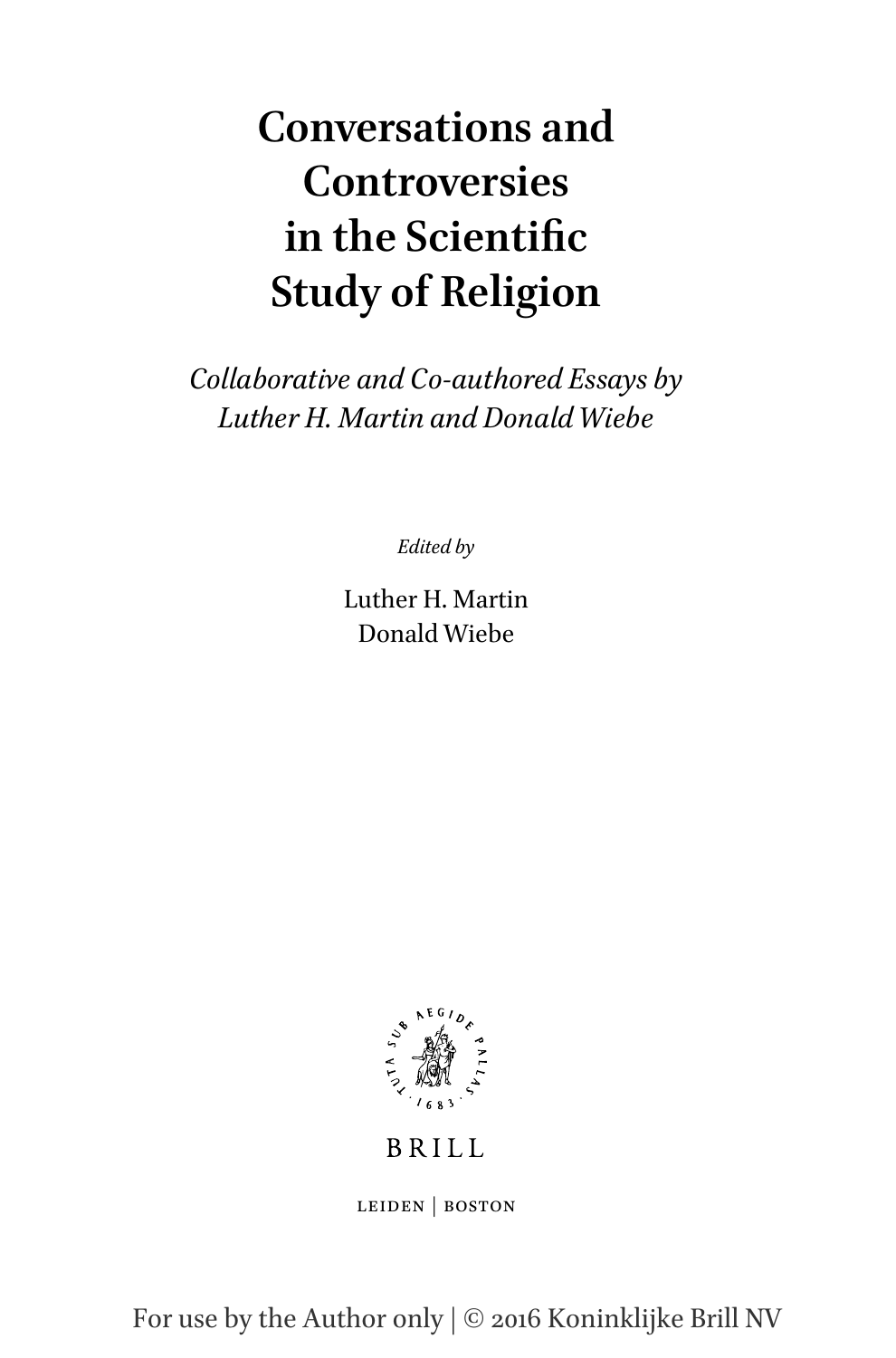# Conversations and Controversies in the Scientific Study of Religion

*Collaborative and Co-authored Essays by Luther H. Martin and Donald Wiebe*

*Edited by*

Luther H. Martin
Donald Wiebe

BRILL

LEIDEN | BOSTON

For use by the Author only | © 2016 Koninklijke Brill NV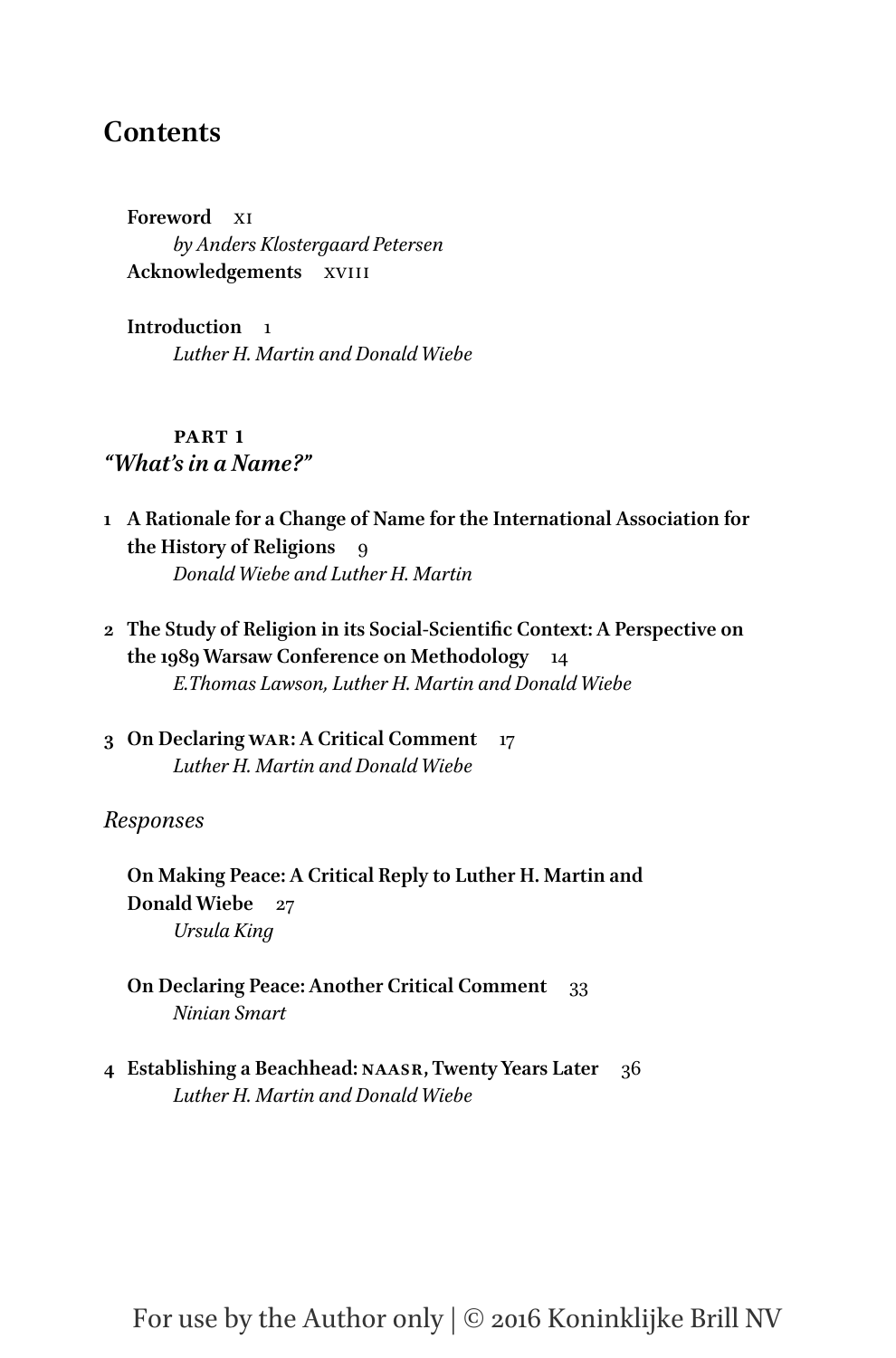# Contents

**Foreword** xi
*by Anders Klostergaard Petersen*
**Acknowledgements** xviii

**Introduction** 1
*Luther H. Martin and Donald Wiebe*

## PART 1
## *"What's in a Name?"*

**1 A Rationale for a Change of Name for the International Association for the History of Religions** 9
*Donald Wiebe and Luther H. Martin*

**2 The Study of Religion in its Social-Scientific Context: A Perspective on the 1989 Warsaw Conference on Methodology** 14
*E.Thomas Lawson, Luther H. Martin and Donald Wiebe*

**3 On Declaring WAR: A Critical Comment** 17
*Luther H. Martin and Donald Wiebe*

### *Responses*

**On Making Peace: A Critical Reply to Luther H. Martin and Donald Wiebe** 27
*Ursula King*

**On Declaring Peace: Another Critical Comment** 33
*Ninian Smart*

**4 Establishing a Beachhead: NAASR, Twenty Years Later** 36
*Luther H. Martin and Donald Wiebe*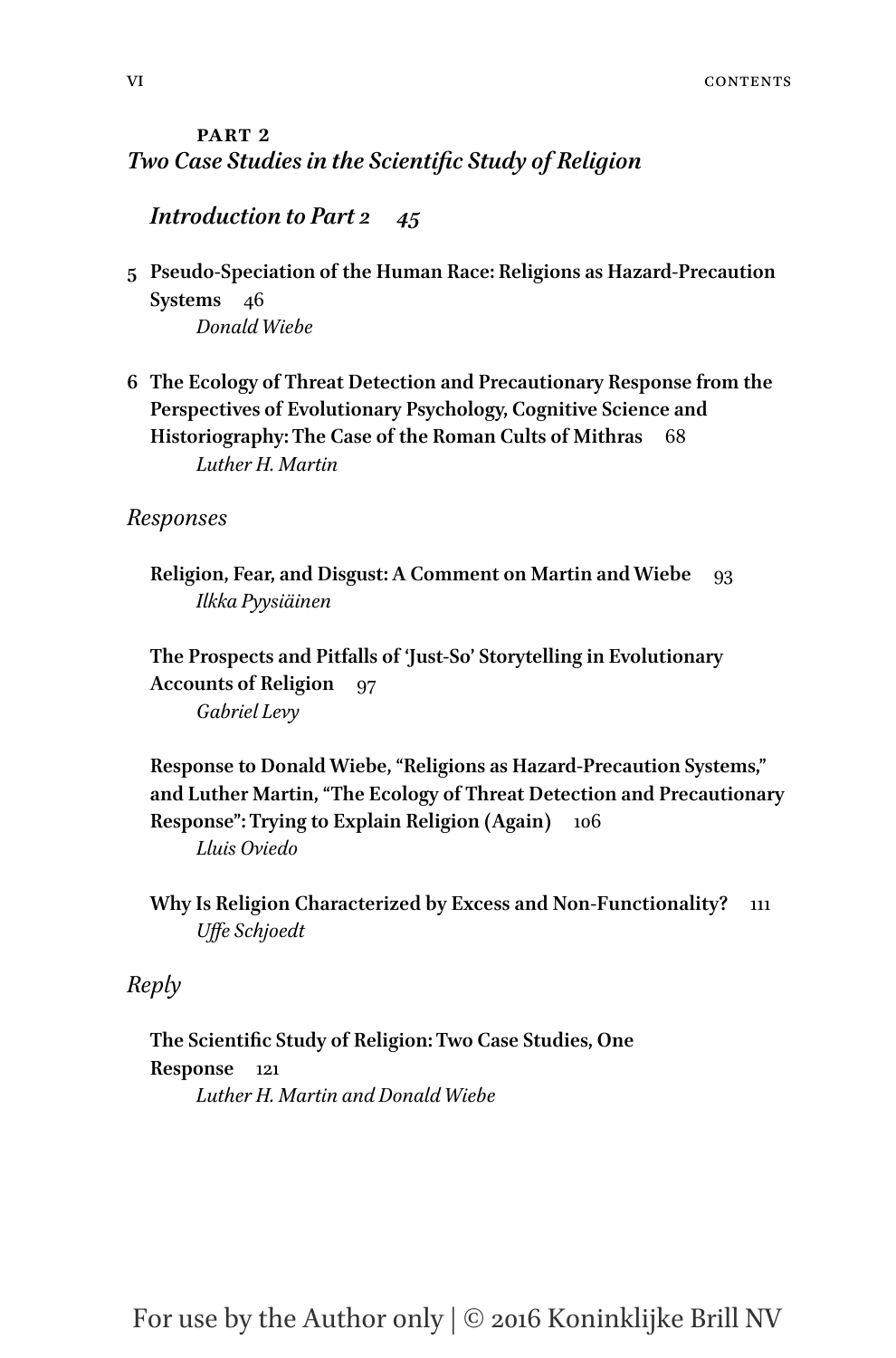**PART 2**
## *Two Case Studies in the Scientific Study of Religion*

*Introduction to Part 2* *45*

**5 Pseudo-Speciation of the Human Race: Religions as Hazard-Precaution Systems** 46
*Donald Wiebe*

**6 The Ecology of Threat Detection and Precautionary Response from the Perspectives of Evolutionary Psychology, Cognitive Science and Historiography: The Case of the Roman Cults of Mithras** 68
*Luther H. Martin*

### *Responses*

**Religion, Fear, and Disgust: A Comment on Martin and Wiebe** 93
*Ilkka Pyysiäinen*

**The Prospects and Pitfalls of 'Just-So' Storytelling in Evolutionary Accounts of Religion** 97
*Gabriel Levy*

**Response to Donald Wiebe, "Religions as Hazard-Precaution Systems," and Luther Martin, "The Ecology of Threat Detection and Precautionary Response": Trying to Explain Religion (Again)** 106
*Lluis Oviedo*

**Why Is Religion Characterized by Excess and Non-Functionality?** 111
*Uffe Schjoedt*

### *Reply*

**The Scientific Study of Religion: Two Case Studies, One Response** 121
*Luther H. Martin and Donald Wiebe*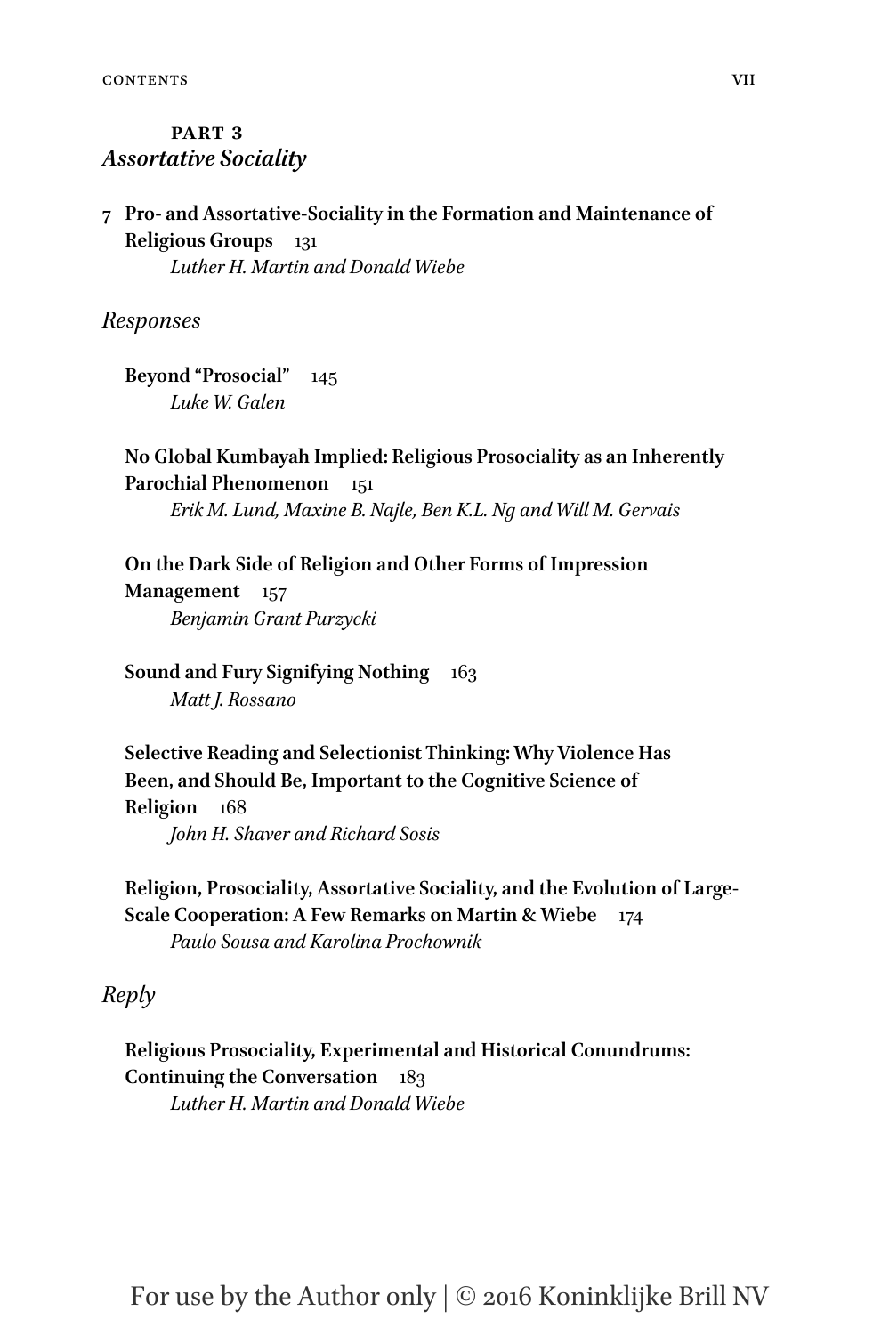## PART 3
## *Assortative Sociality*

**7 Pro- and Assortative-Sociality in the Formation and Maintenance of Religious Groups** 131
*Luther H. Martin and Donald Wiebe*

### *Responses*

**Beyond "Prosocial"** 145
*Luke W. Galen*

**No Global Kumbayah Implied: Religious Prosociality as an Inherently Parochial Phenomenon** 151
*Erik M. Lund, Maxine B. Najle, Ben K.L. Ng and Will M. Gervais*

**On the Dark Side of Religion and Other Forms of Impression Management** 157
*Benjamin Grant Purzycki*

**Sound and Fury Signifying Nothing** 163
*Matt J. Rossano*

**Selective Reading and Selectionist Thinking: Why Violence Has Been, and Should Be, Important to the Cognitive Science of Religion** 168
*John H. Shaver and Richard Sosis*

**Religion, Prosociality, Assortative Sociality, and the Evolution of Large-Scale Cooperation: A Few Remarks on Martin & Wiebe** 174
*Paulo Sousa and Karolina Prochownik*

### *Reply*

**Religious Prosociality, Experimental and Historical Conundrums: Continuing the Conversation** 183
*Luther H. Martin and Donald Wiebe*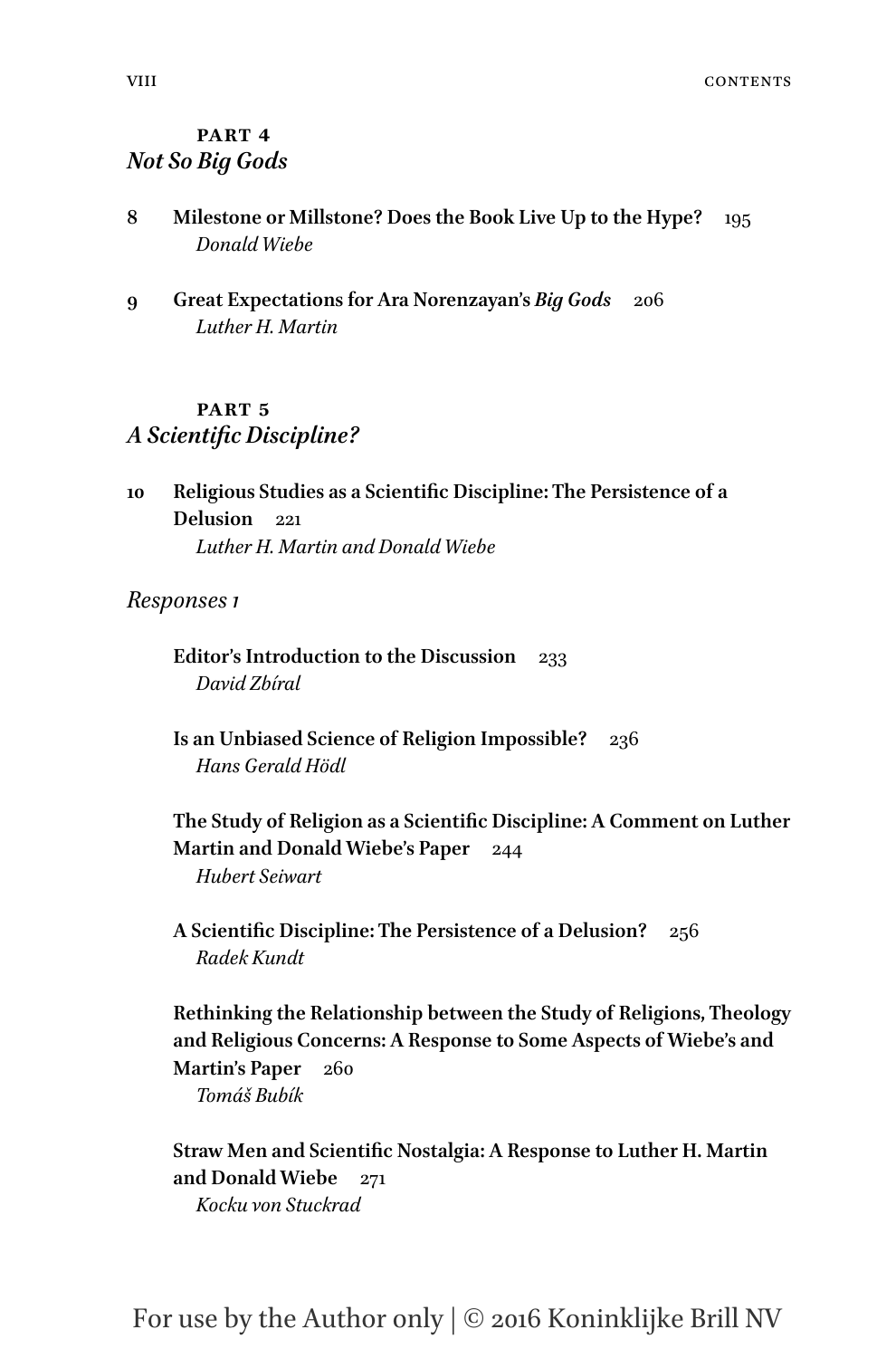## PART 4
*Not So Big Gods*

8 **Milestone or Millstone? Does the Book Live Up to the Hype?** 195
*Donald Wiebe*

9 **Great Expectations for Ara Norenzayan's *Big Gods*** 206
*Luther H. Martin*

## PART 5
*A Scientific Discipline?*

10 **Religious Studies as a Scientific Discipline: The Persistence of a Delusion** 221
*Luther H. Martin and Donald Wiebe*

### *Responses 1*

**Editor's Introduction to the Discussion** 233
*David Zbíral*

**Is an Unbiased Science of Religion Impossible?** 236
*Hans Gerald Hödl*

**The Study of Religion as a Scientific Discipline: A Comment on Luther Martin and Donald Wiebe's Paper** 244
*Hubert Seiwart*

**A Scientific Discipline: The Persistence of a Delusion?** 256
*Radek Kundt*

**Rethinking the Relationship between the Study of Religions, Theology and Religious Concerns: A Response to Some Aspects of Wiebe's and Martin's Paper** 260
*Tomáš Bubík*

**Straw Men and Scientific Nostalgia: A Response to Luther H. Martin and Donald Wiebe** 271
*Kocku von Stuckrad*

For use by the Author only | © 2016 Koninklijke Brill NV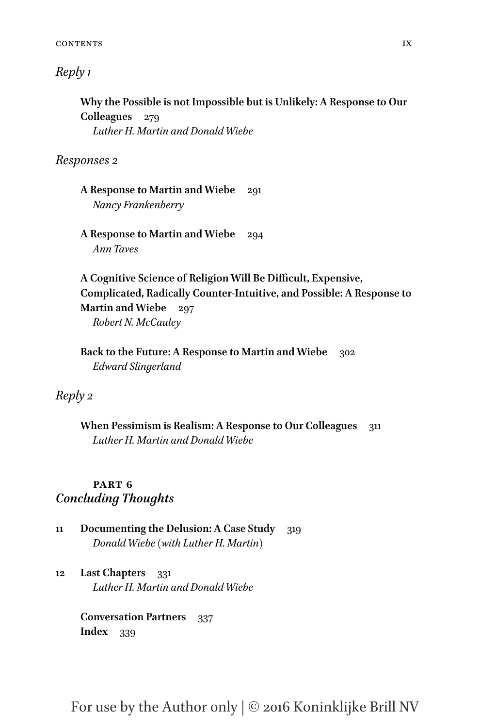*Reply 1*

**Why the Possible is not Impossible but is Unlikely: A Response to Our Colleagues** 279
*Luther H. Martin and Donald Wiebe*

*Responses 2*

**A Response to Martin and Wiebe** 291
*Nancy Frankenberry*

**A Response to Martin and Wiebe** 294
*Ann Taves*

**A Cognitive Science of Religion Will Be Difficult, Expensive, Complicated, Radically Counter-Intuitive, and Possible: A Response to Martin and Wiebe** 297
*Robert N. McCauley*

**Back to the Future: A Response to Martin and Wiebe** 302
*Edward Slingerland*

*Reply 2*

**When Pessimism is Realism: A Response to Our Colleagues** 311
*Luther H. Martin and Donald Wiebe*

## PART 6
## *Concluding Thoughts*

**11** **Documenting the Delusion: A Case Study** 319
*Donald Wiebe (with Luther H. Martin)*

**12** **Last Chapters** 331
*Luther H. Martin and Donald Wiebe*

**Conversation Partners** 337
**Index** 339

For use by the Author only | © 2016 Koninklijke Brill NV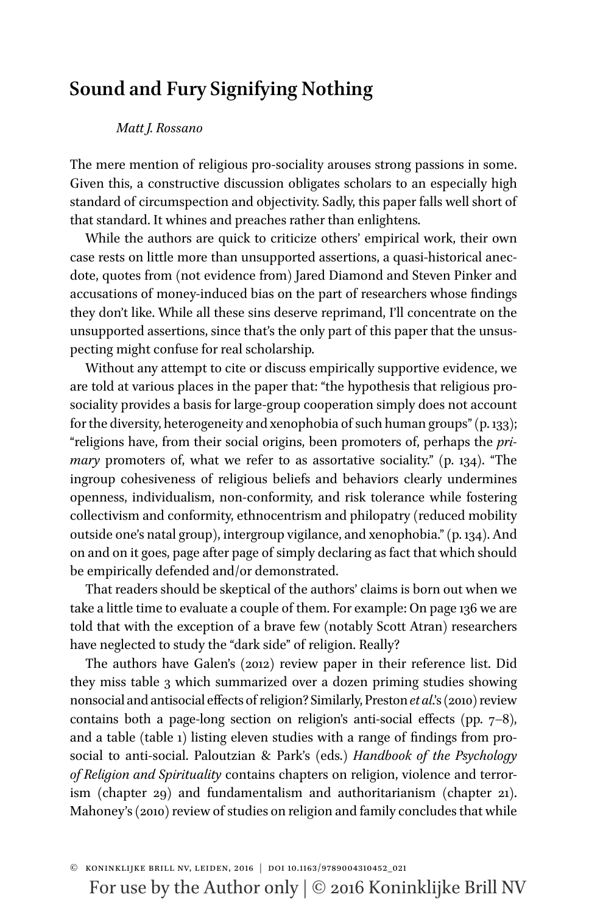# Sound and Fury Signifying Nothing

*Matt J. Rossano*

The mere mention of religious pro-sociality arouses strong passions in some. Given this, a constructive discussion obligates scholars to an especially high standard of circumspection and objectivity. Sadly, this paper falls well short of that standard. It whines and preaches rather than enlightens.

While the authors are quick to criticize others' empirical work, their own case rests on little more than unsupported assertions, a quasi-historical anecdote, quotes from (not evidence from) Jared Diamond and Steven Pinker and accusations of money-induced bias on the part of researchers whose findings they don't like. While all these sins deserve reprimand, I'll concentrate on the unsupported assertions, since that's the only part of this paper that the unsuspecting might confuse for real scholarship.

Without any attempt to cite or discuss empirically supportive evidence, we are told at various places in the paper that: "the hypothesis that religious prosociality provides a basis for large-group cooperation simply does not account for the diversity, heterogeneity and xenophobia of such human groups" (p. 133); "religions have, from their social origins, been promoters of, perhaps the *primary* promoters of, what we refer to as assortative sociality." (p. 134). "The ingroup cohesiveness of religious beliefs and behaviors clearly undermines openness, individualism, non-conformity, and risk tolerance while fostering collectivism and conformity, ethnocentrism and philopatry (reduced mobility outside one's natal group), intergroup vigilance, and xenophobia." (p. 134). And on and on it goes, page after page of simply declaring as fact that which should be empirically defended and/or demonstrated.

That readers should be skeptical of the authors' claims is born out when we take a little time to evaluate a couple of them. For example: On page 136 we are told that with the exception of a brave few (notably Scott Atran) researchers have neglected to study the "dark side" of religion. Really?

The authors have Galen's (2012) review paper in their reference list. Did they miss table 3 which summarized over a dozen priming studies showing nonsocial and antisocial effects of religion? Similarly, Preston *et al.*'s (2010) review contains both a page-long section on religion's anti-social effects (pp. 7–8), and a table (table 1) listing eleven studies with a range of findings from prosocial to anti-social. Paloutzian & Park's (eds.) *Handbook of the Psychology of Religion and Spirituality* contains chapters on religion, violence and terrorism (chapter 29) and fundamentalism and authoritarianism (chapter 21). Mahoney's (2010) review of studies on religion and family concludes that while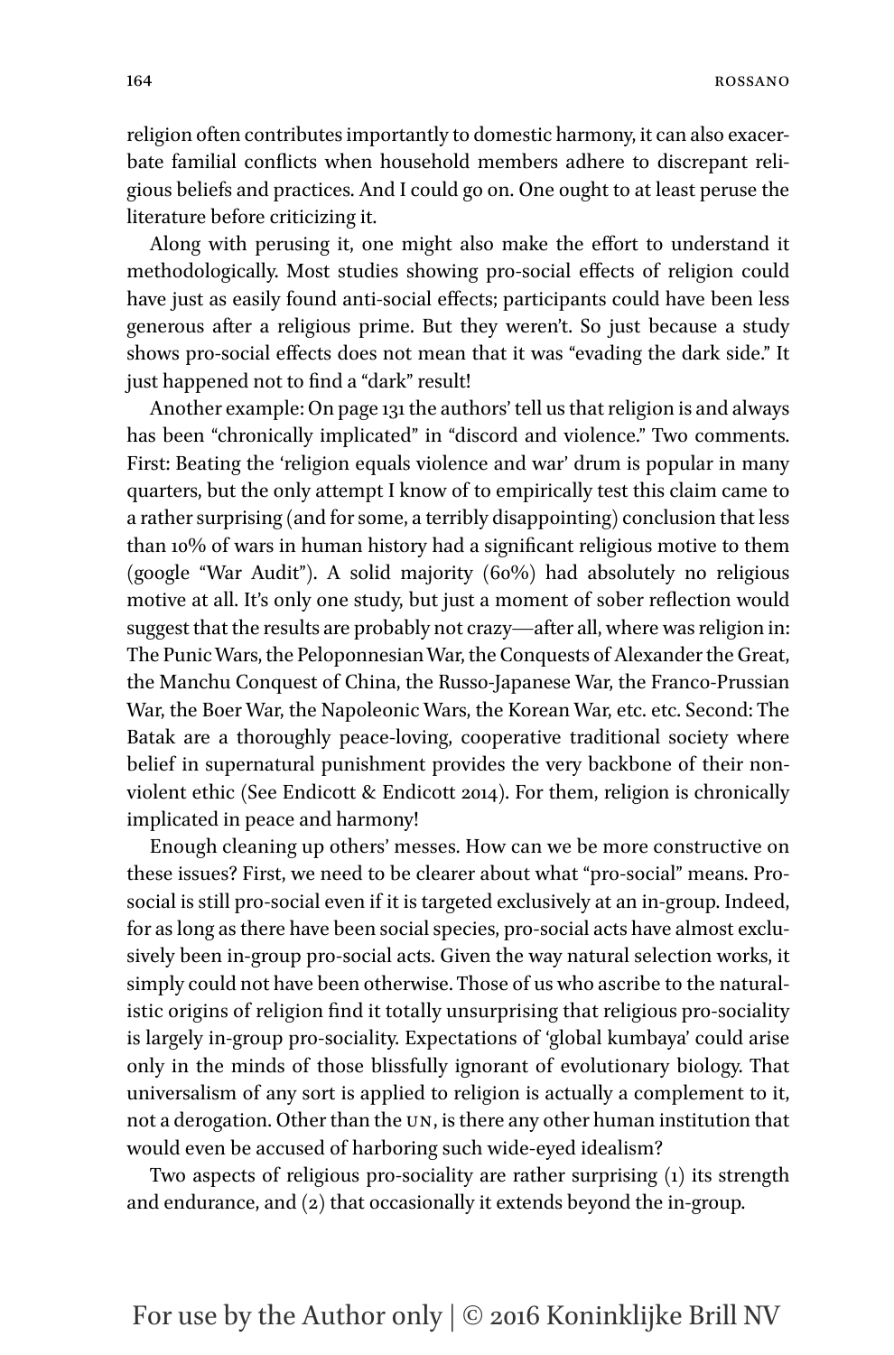religion often contributes importantly to domestic harmony, it can also exacerbate familial conflicts when household members adhere to discrepant religious beliefs and practices. And I could go on. One ought to at least peruse the literature before criticizing it.

Along with perusing it, one might also make the effort to understand it methodologically. Most studies showing pro-social effects of religion could have just as easily found anti-social effects; participants could have been less generous after a religious prime. But they weren't. So just because a study shows pro-social effects does not mean that it was "evading the dark side." It just happened not to find a "dark" result!

Another example: On page 131 the authors' tell us that religion is and always has been "chronically implicated" in "discord and violence." Two comments. First: Beating the 'religion equals violence and war' drum is popular in many quarters, but the only attempt I know of to empirically test this claim came to a rather surprising (and for some, a terribly disappointing) conclusion that less than 10% of wars in human history had a significant religious motive to them (google "War Audit"). A solid majority (60%) had absolutely no religious motive at all. It's only one study, but just a moment of sober reflection would suggest that the results are probably not crazy—after all, where was religion in: The Punic Wars, the Peloponnesian War, the Conquests of Alexander the Great, the Manchu Conquest of China, the Russo-Japanese War, the Franco-Prussian War, the Boer War, the Napoleonic Wars, the Korean War, etc. etc. Second: The Batak are a thoroughly peace-loving, cooperative traditional society where belief in supernatural punishment provides the very backbone of their non-violent ethic (See Endicott & Endicott 2014). For them, religion is chronically implicated in peace and harmony!

Enough cleaning up others' messes. How can we be more constructive on these issues? First, we need to be clearer about what "pro-social" means. Pro-social is still pro-social even if it is targeted exclusively at an in-group. Indeed, for as long as there have been social species, pro-social acts have almost exclusively been in-group pro-social acts. Given the way natural selection works, it simply could not have been otherwise. Those of us who ascribe to the naturalistic origins of religion find it totally unsurprising that religious pro-sociality is largely in-group pro-sociality. Expectations of 'global kumbaya' could arise only in the minds of those blissfully ignorant of evolutionary biology. That universalism of any sort is applied to religion is actually a complement to it, not a derogation. Other than the UN, is there any other human institution that would even be accused of harboring such wide-eyed idealism?

Two aspects of religious pro-sociality are rather surprising (1) its strength and endurance, and (2) that occasionally it extends beyond the in-group.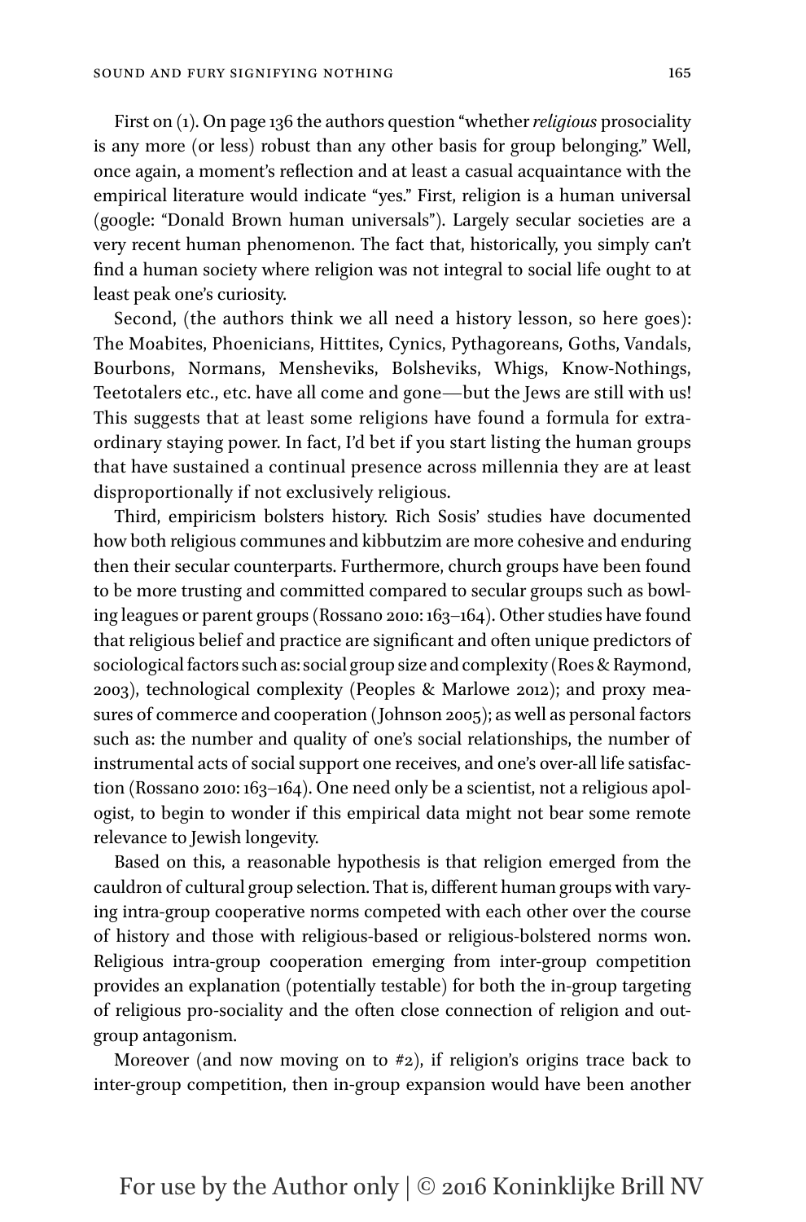First on (1). On page 136 the authors question "whether *religious* prosociality is any more (or less) robust than any other basis for group belonging." Well, once again, a moment's reflection and at least a casual acquaintance with the empirical literature would indicate "yes." First, religion is a human universal (google: "Donald Brown human universals"). Largely secular societies are a very recent human phenomenon. The fact that, historically, you simply can't find a human society where religion was not integral to social life ought to at least peak one's curiosity.

Second, (the authors think we all need a history lesson, so here goes): The Moabites, Phoenicians, Hittites, Cynics, Pythagoreans, Goths, Vandals, Bourbons, Normans, Mensheviks, Bolsheviks, Whigs, Know-Nothings, Teetotalers etc., etc. have all come and gone—but the Jews are still with us! This suggests that at least some religions have found a formula for extraordinary staying power. In fact, I'd bet if you start listing the human groups that have sustained a continual presence across millennia they are at least disproportionally if not exclusively religious.

Third, empiricism bolsters history. Rich Sosis' studies have documented how both religious communes and kibbutzim are more cohesive and enduring then their secular counterparts. Furthermore, church groups have been found to be more trusting and committed compared to secular groups such as bowling leagues or parent groups (Rossano 2010: 163–164). Other studies have found that religious belief and practice are significant and often unique predictors of sociological factors such as: social group size and complexity (Roes & Raymond, 2003), technological complexity (Peoples & Marlowe 2012); and proxy measures of commerce and cooperation (Johnson 2005); as well as personal factors such as: the number and quality of one's social relationships, the number of instrumental acts of social support one receives, and one's over-all life satisfaction (Rossano 2010: 163–164). One need only be a scientist, not a religious apologist, to begin to wonder if this empirical data might not bear some remote relevance to Jewish longevity.

Based on this, a reasonable hypothesis is that religion emerged from the cauldron of cultural group selection. That is, different human groups with varying intra-group cooperative norms competed with each other over the course of history and those with religious-based or religious-bolstered norms won. Religious intra-group cooperation emerging from inter-group competition provides an explanation (potentially testable) for both the in-group targeting of religious pro-sociality and the often close connection of religion and outgroup antagonism.

Moreover (and now moving on to #2), if religion's origins trace back to inter-group competition, then in-group expansion would have been another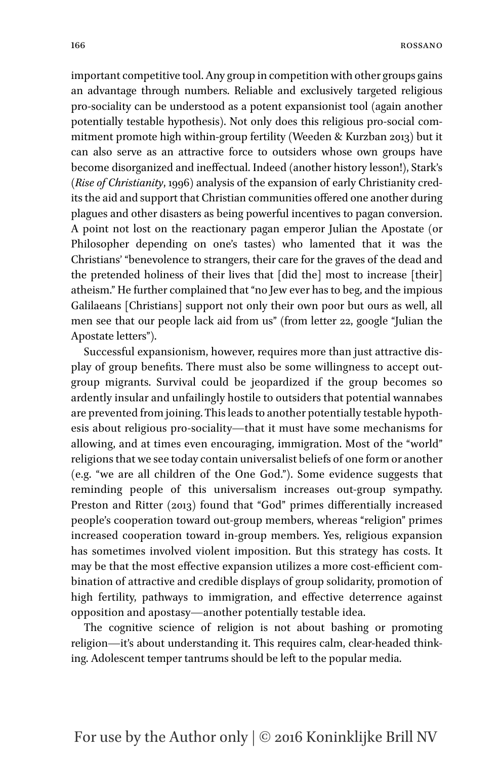important competitive tool. Any group in competition with other groups gains an advantage through numbers. Reliable and exclusively targeted religious pro-sociality can be understood as a potent expansionist tool (again another potentially testable hypothesis). Not only does this religious pro-social commitment promote high within-group fertility (Weeden & Kurzban 2013) but it can also serve as an attractive force to outsiders whose own groups have become disorganized and ineffectual. Indeed (another history lesson!), Stark's (*Rise of Christianity*, 1996) analysis of the expansion of early Christianity credits the aid and support that Christian communities offered one another during plagues and other disasters as being powerful incentives to pagan conversion. A point not lost on the reactionary pagan emperor Julian the Apostate (or Philosopher depending on one's tastes) who lamented that it was the Christians' "benevolence to strangers, their care for the graves of the dead and the pretended holiness of their lives that [did the] most to increase [their] atheism." He further complained that "no Jew ever has to beg, and the impious Galilaeans [Christians] support not only their own poor but ours as well, all men see that our people lack aid from us" (from letter 22, google "Julian the Apostate letters").

Successful expansionism, however, requires more than just attractive display of group benefits. There must also be some willingness to accept out-group migrants. Survival could be jeopardized if the group becomes so ardently insular and unfailingly hostile to outsiders that potential wannabes are prevented from joining. This leads to another potentially testable hypothesis about religious pro-sociality—that it must have some mechanisms for allowing, and at times even encouraging, immigration. Most of the "world" religions that we see today contain universalist beliefs of one form or another (e.g. "we are all children of the One God."). Some evidence suggests that reminding people of this universalism increases out-group sympathy. Preston and Ritter (2013) found that "God" primes differentially increased people's cooperation toward out-group members, whereas "religion" primes increased cooperation toward in-group members. Yes, religious expansion has sometimes involved violent imposition. But this strategy has costs. It may be that the most effective expansion utilizes a more cost-efficient combination of attractive and credible displays of group solidarity, promotion of high fertility, pathways to immigration, and effective deterrence against opposition and apostasy—another potentially testable idea.

The cognitive science of religion is not about bashing or promoting religion—it's about understanding it. This requires calm, clear-headed thinking. Adolescent temper tantrums should be left to the popular media.

For use by the Author only | © 2016 Koninklijke Brill NV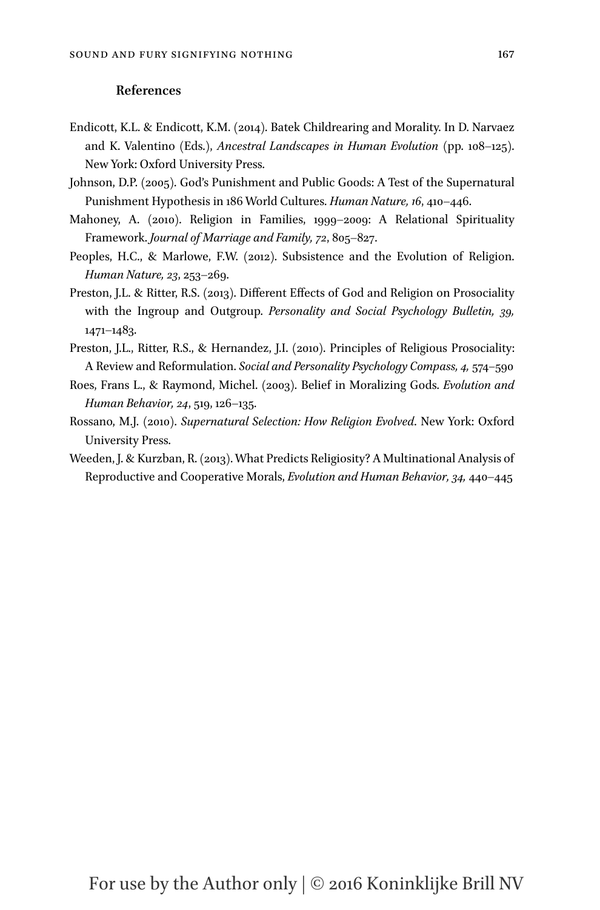### References

Endicott, K.L. & Endicott, K.M. (2014). Batek Childrearing and Morality. In D. Narvaez and K. Valentino (Eds.), *Ancestral Landscapes in Human Evolution* (pp. 108–125). New York: Oxford University Press.

Johnson, D.P. (2005). God's Punishment and Public Goods: A Test of the Supernatural Punishment Hypothesis in 186 World Cultures. *Human Nature, 16*, 410–446.

Mahoney, A. (2010). Religion in Families, 1999–2009: A Relational Spirituality Framework. *Journal of Marriage and Family, 72*, 805–827.

Peoples, H.C., & Marlowe, F.W. (2012). Subsistence and the Evolution of Religion. *Human Nature, 23*, 253–269.

Preston, J.L. & Ritter, R.S. (2013). Different Effects of God and Religion on Prosociality with the Ingroup and Outgroup. *Personality and Social Psychology Bulletin, 39,* 1471–1483.

Preston, J.L., Ritter, R.S., & Hernandez, J.I. (2010). Principles of Religious Prosociality: A Review and Reformulation. *Social and Personality Psychology Compass, 4,* 574–590

Roes, Frans L., & Raymond, Michel. (2003). Belief in Moralizing Gods. *Evolution and Human Behavior, 24*, 519, 126–135.

Rossano, M.J. (2010). *Supernatural Selection: How Religion Evolved*. New York: Oxford University Press.

Weeden, J. & Kurzban, R. (2013). What Predicts Religiosity? A Multinational Analysis of Reproductive and Cooperative Morals, *Evolution and Human Behavior, 34,* 440–445

For use by the Author only | © 2016 Koninklijke Brill NV